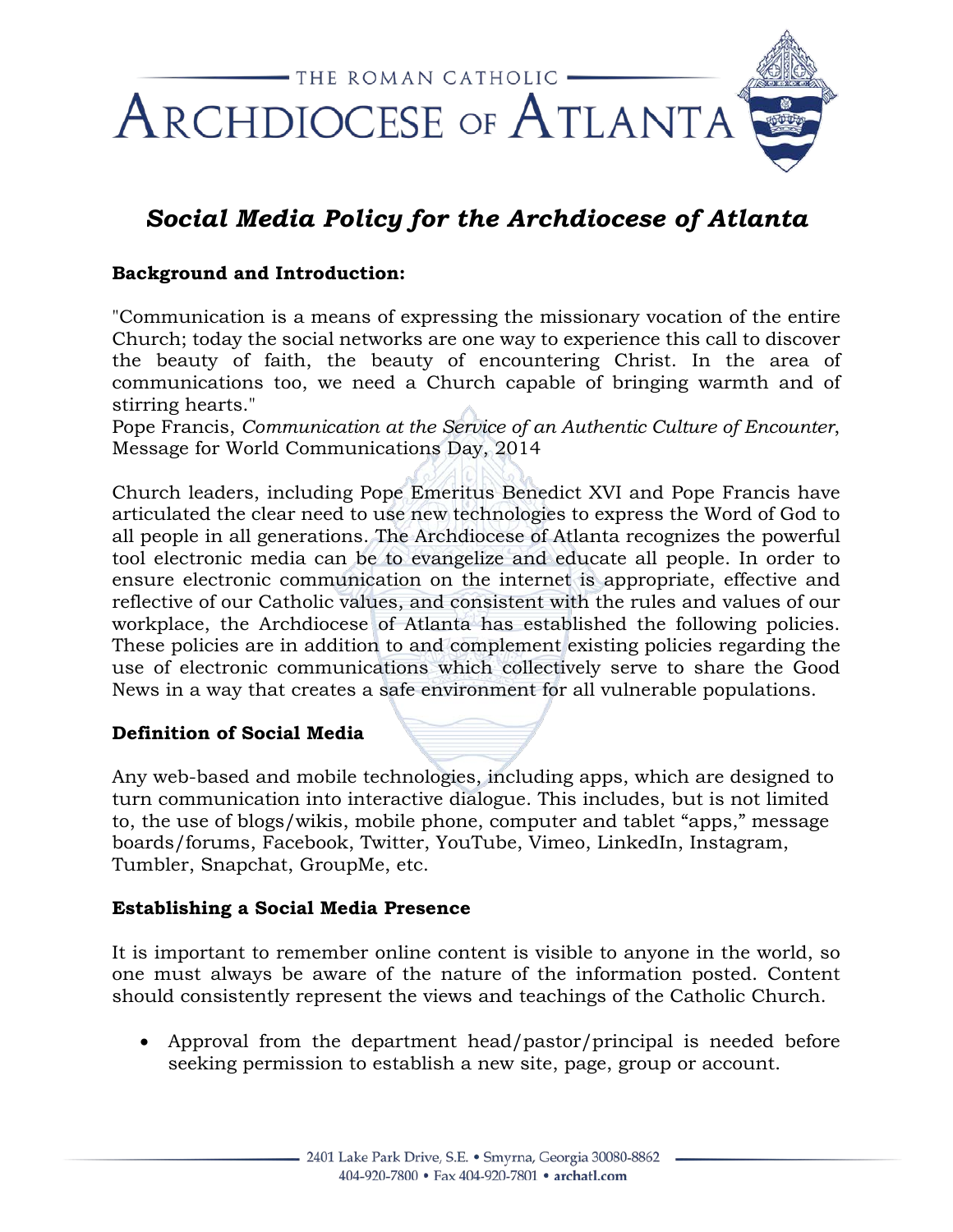THE ROMAN CATHOLIC

ARCHDIOCESE OF ATLANTA

# *Social Media Policy for the Archdiocese of Atlanta*

## Background and Introduction:

"Communication is a means of expressing the missionary vocation of the entire Church; today the social networks are one way to experience this call to discover the beauty of faith, the beauty of encountering Christ. In the area of communications too, we need a Church capable of bringing warmth and of stirring hearts."
Pope Francis, *Communication at the Service of an Authentic Culture of Encounter*, Message for World Communications Day, 2014

Church leaders, including Pope Emeritus Benedict XVI and Pope Francis have articulated the clear need to use new technologies to express the Word of God to all people in all generations. The Archdiocese of Atlanta recognizes the powerful tool electronic media can be to evangelize and educate all people. In order to ensure electronic communication on the internet is appropriate, effective and reflective of our Catholic values, and consistent with the rules and values of our workplace, the Archdiocese of Atlanta has established the following policies. These policies are in addition to and complement existing policies regarding the use of electronic communications which collectively serve to share the Good News in a way that creates a safe environment for all vulnerable populations.

## Definition of Social Media

Any web-based and mobile technologies, including apps, which are designed to turn communication into interactive dialogue. This includes, but is not limited to, the use of blogs/wikis, mobile phone, computer and tablet "apps," message boards/forums, Facebook, Twitter, YouTube, Vimeo, LinkedIn, Instagram, Tumbler, Snapchat, GroupMe, etc.

## Establishing a Social Media Presence

It is important to remember online content is visible to anyone in the world, so one must always be aware of the nature of the information posted. Content should consistently represent the views and teachings of the Catholic Church.

- Approval from the department head/pastor/principal is needed before seeking permission to establish a new site, page, group or account.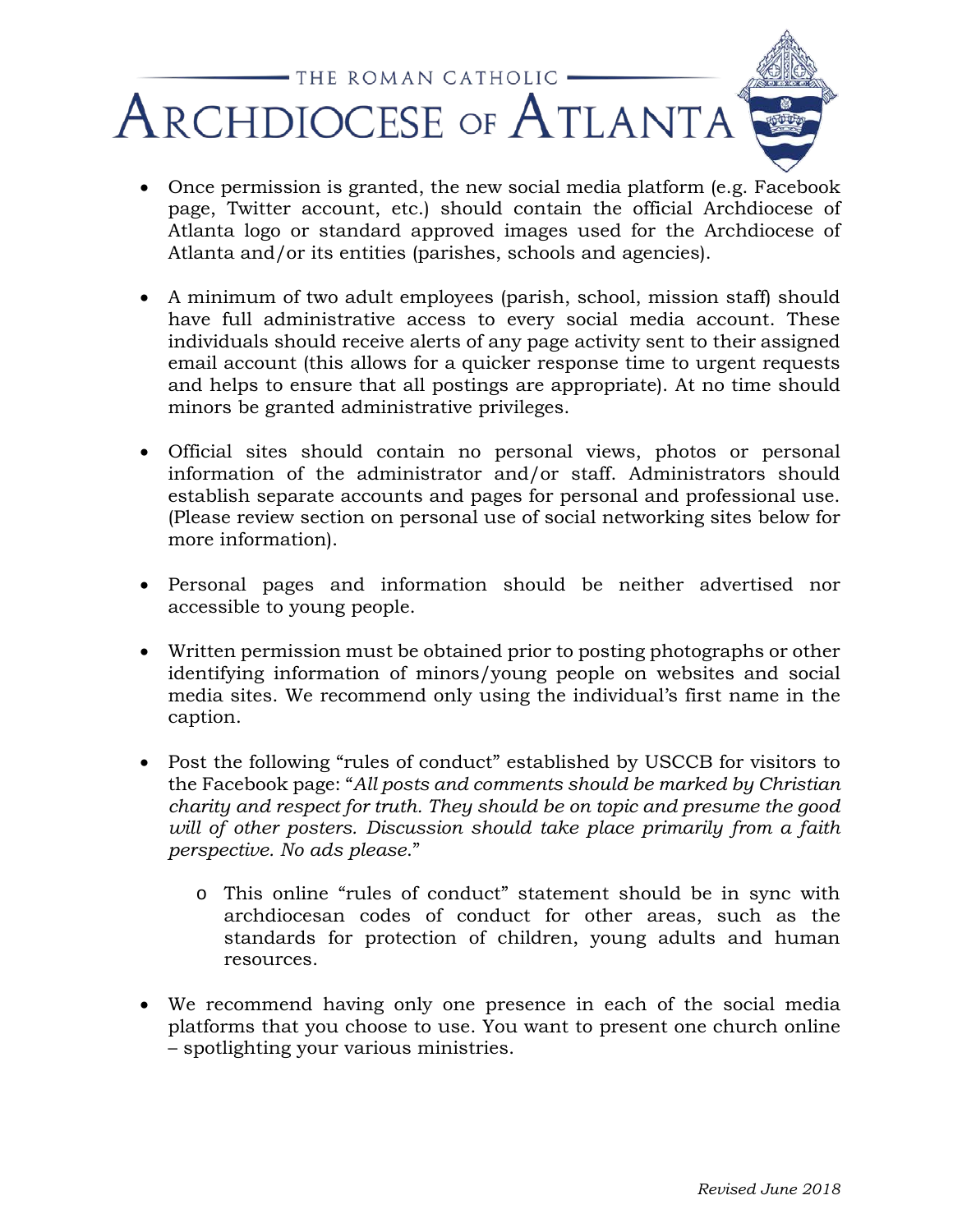- Once permission is granted, the new social media platform (e.g. Facebook page, Twitter account, etc.) should contain the official Archdiocese of Atlanta logo or standard approved images used for the Archdiocese of Atlanta and/or its entities (parishes, schools and agencies).

- A minimum of two adult employees (parish, school, mission staff) should have full administrative access to every social media account. These individuals should receive alerts of any page activity sent to their assigned email account (this allows for a quicker response time to urgent requests and helps to ensure that all postings are appropriate). At no time should minors be granted administrative privileges.

- Official sites should contain no personal views, photos or personal information of the administrator and/or staff. Administrators should establish separate accounts and pages for personal and professional use. (Please review section on personal use of social networking sites below for more information).

- Personal pages and information should be neither advertised nor accessible to young people.

- Written permission must be obtained prior to posting photographs or other identifying information of minors/young people on websites and social media sites. We recommend only using the individual's first name in the caption.

- Post the following "rules of conduct" established by USCCB for visitors to the Facebook page: "*All posts and comments should be marked by Christian charity and respect for truth. They should be on topic and presume the good will of other posters. Discussion should take place primarily from a faith perspective. No ads please.*"
  - This online "rules of conduct" statement should be in sync with archdiocesan codes of conduct for other areas, such as the standards for protection of children, young adults and human resources.

- We recommend having only one presence in each of the social media platforms that you choose to use. You want to present one church online – spotlighting your various ministries.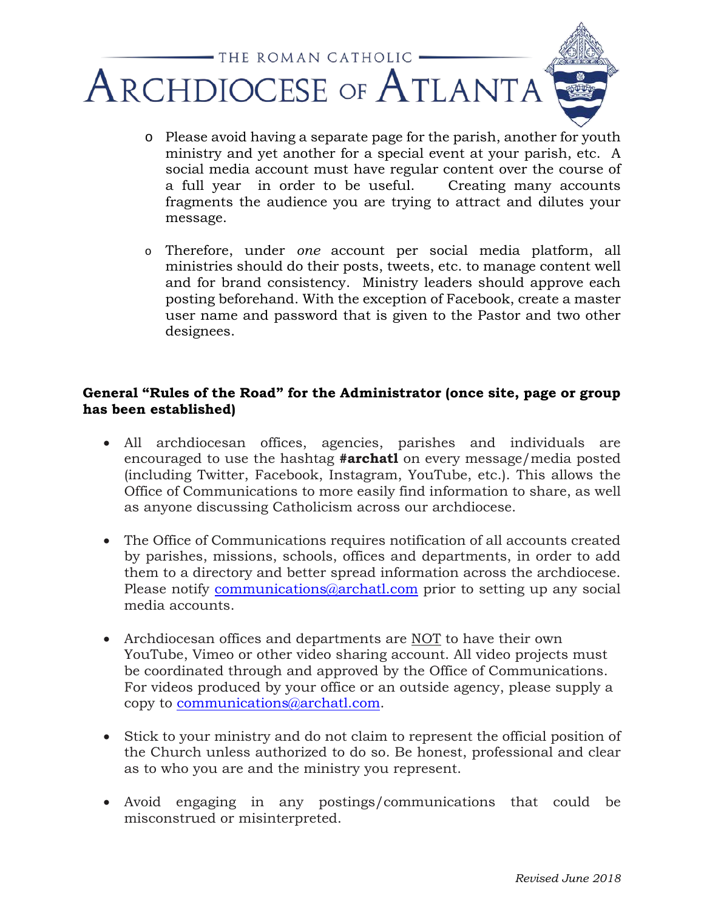- Please avoid having a separate page for the parish, another for youth ministry and yet another for a special event at your parish, etc. A social media account must have regular content over the course of a full year in order to be useful. Creating many accounts fragments the audience you are trying to attract and dilutes your message.

- Therefore, under *one* account per social media platform, all ministries should do their posts, tweets, etc. to manage content well and for brand consistency. Ministry leaders should approve each posting beforehand. With the exception of Facebook, create a master user name and password that is given to the Pastor and two other designees.

**General "Rules of the Road" for the Administrator (once site, page or group has been established)**

- All archdiocesan offices, agencies, parishes and individuals are encouraged to use the hashtag **#archatl** on every message/media posted (including Twitter, Facebook, Instagram, YouTube, etc.). This allows the Office of Communications to more easily find information to share, as well as anyone discussing Catholicism across our archdiocese.

- The Office of Communications requires notification of all accounts created by parishes, missions, schools, offices and departments, in order to add them to a directory and better spread information across the archdiocese. Please notify communications@archatl.com prior to setting up any social media accounts.

- Archdiocesan offices and departments are NOT to have their own YouTube, Vimeo or other video sharing account. All video projects must be coordinated through and approved by the Office of Communications. For videos produced by your office or an outside agency, please supply a copy to communications@archatl.com.

- Stick to your ministry and do not claim to represent the official position of the Church unless authorized to do so. Be honest, professional and clear as to who you are and the ministry you represent.

- Avoid engaging in any postings/communications that could be misconstrued or misinterpreted.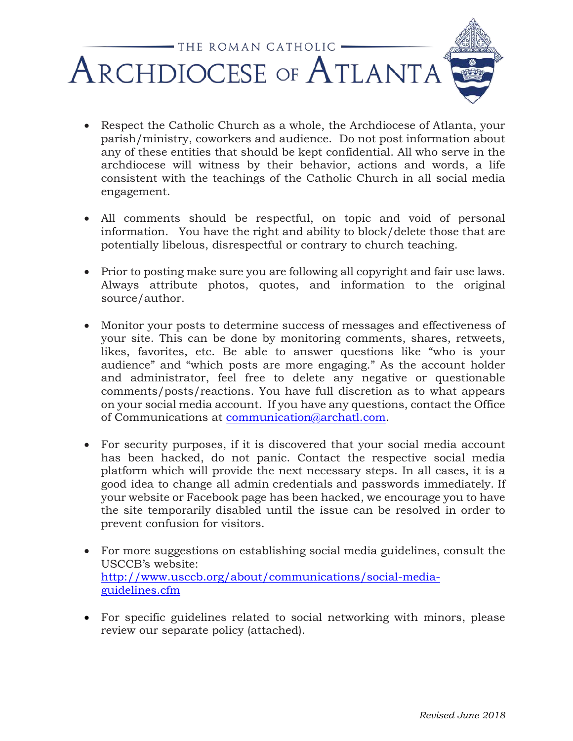- Respect the Catholic Church as a whole, the Archdiocese of Atlanta, your parish/ministry, coworkers and audience. Do not post information about any of these entities that should be kept confidential. All who serve in the archdiocese will witness by their behavior, actions and words, a life consistent with the teachings of the Catholic Church in all social media engagement.

- All comments should be respectful, on topic and void of personal information. You have the right and ability to block/delete those that are potentially libelous, disrespectful or contrary to church teaching.

- Prior to posting make sure you are following all copyright and fair use laws. Always attribute photos, quotes, and information to the original source/author.

- Monitor your posts to determine success of messages and effectiveness of your site. This can be done by monitoring comments, shares, retweets, likes, favorites, etc. Be able to answer questions like "who is your audience" and "which posts are more engaging." As the account holder and administrator, feel free to delete any negative or questionable comments/posts/reactions. You have full discretion as to what appears on your social media account. If you have any questions, contact the Office of Communications at communication@archatl.com.

- For security purposes, if it is discovered that your social media account has been hacked, do not panic. Contact the respective social media platform which will provide the next necessary steps. In all cases, it is a good idea to change all admin credentials and passwords immediately. If your website or Facebook page has been hacked, we encourage you to have the site temporarily disabled until the issue can be resolved in order to prevent confusion for visitors.

- For more suggestions on establishing social media guidelines, consult the USCCB's website: http://www.usccb.org/about/communications/social-media-guidelines.cfm

- For specific guidelines related to social networking with minors, please review our separate policy (attached).

*Revised June 2018*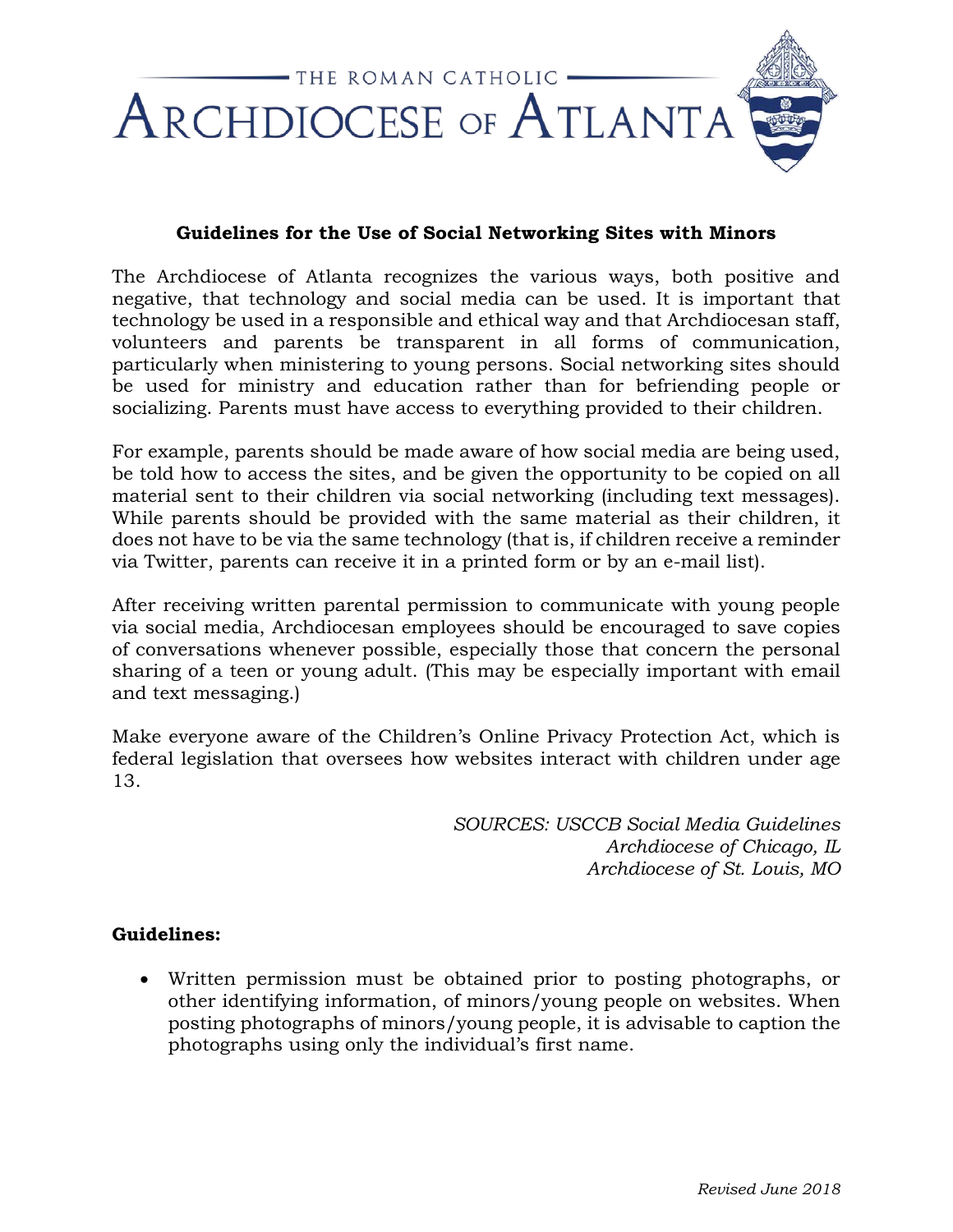THE ROMAN CATHOLIC

ARCHDIOCESE OF ATLANTA

**Guidelines for the Use of Social Networking Sites with Minors**

The Archdiocese of Atlanta recognizes the various ways, both positive and negative, that technology and social media can be used. It is important that technology be used in a responsible and ethical way and that Archdiocesan staff, volunteers and parents be transparent in all forms of communication, particularly when ministering to young persons. Social networking sites should be used for ministry and education rather than for befriending people or socializing. Parents must have access to everything provided to their children.

For example, parents should be made aware of how social media are being used, be told how to access the sites, and be given the opportunity to be copied on all material sent to their children via social networking (including text messages). While parents should be provided with the same material as their children, it does not have to be via the same technology (that is, if children receive a reminder via Twitter, parents can receive it in a printed form or by an e-mail list).

After receiving written parental permission to communicate with young people via social media, Archdiocesan employees should be encouraged to save copies of conversations whenever possible, especially those that concern the personal sharing of a teen or young adult. (This may be especially important with email and text messaging.)

Make everyone aware of the Children's Online Privacy Protection Act, which is federal legislation that oversees how websites interact with children under age 13.

*SOURCES: USCCB Social Media Guidelines*
*Archdiocese of Chicago, IL*
*Archdiocese of St. Louis, MO*

**Guidelines:**

- Written permission must be obtained prior to posting photographs, or other identifying information, of minors/young people on websites. When posting photographs of minors/young people, it is advisable to caption the photographs using only the individual's first name.

*Revised June 2018*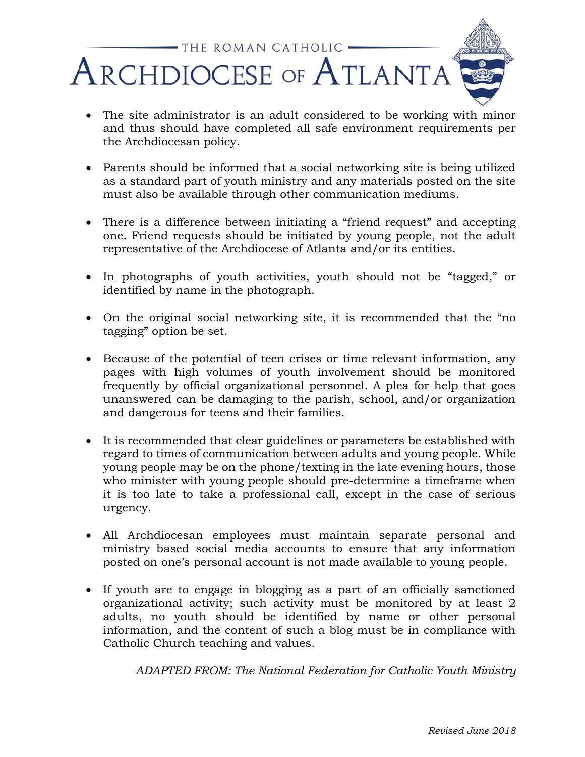- The site administrator is an adult considered to be working with minor and thus should have completed all safe environment requirements per the Archdiocesan policy.

- Parents should be informed that a social networking site is being utilized as a standard part of youth ministry and any materials posted on the site must also be available through other communication mediums.

- There is a difference between initiating a "friend request" and accepting one. Friend requests should be initiated by young people, not the adult representative of the Archdiocese of Atlanta and/or its entities.

- In photographs of youth activities, youth should not be "tagged," or identified by name in the photograph.

- On the original social networking site, it is recommended that the "no tagging" option be set.

- Because of the potential of teen crises or time relevant information, any pages with high volumes of youth involvement should be monitored frequently by official organizational personnel. A plea for help that goes unanswered can be damaging to the parish, school, and/or organization and dangerous for teens and their families.

- It is recommended that clear guidelines or parameters be established with regard to times of communication between adults and young people. While young people may be on the phone/texting in the late evening hours, those who minister with young people should pre-determine a timeframe when it is too late to take a professional call, except in the case of serious urgency.

- All Archdiocesan employees must maintain separate personal and ministry based social media accounts to ensure that any information posted on one's personal account is not made available to young people.

- If youth are to engage in blogging as a part of an officially sanctioned organizational activity; such activity must be monitored by at least 2 adults, no youth should be identified by name or other personal information, and the content of such a blog must be in compliance with Catholic Church teaching and values.

*ADAPTED FROM: The National Federation for Catholic Youth Ministry*

*Revised June 2018*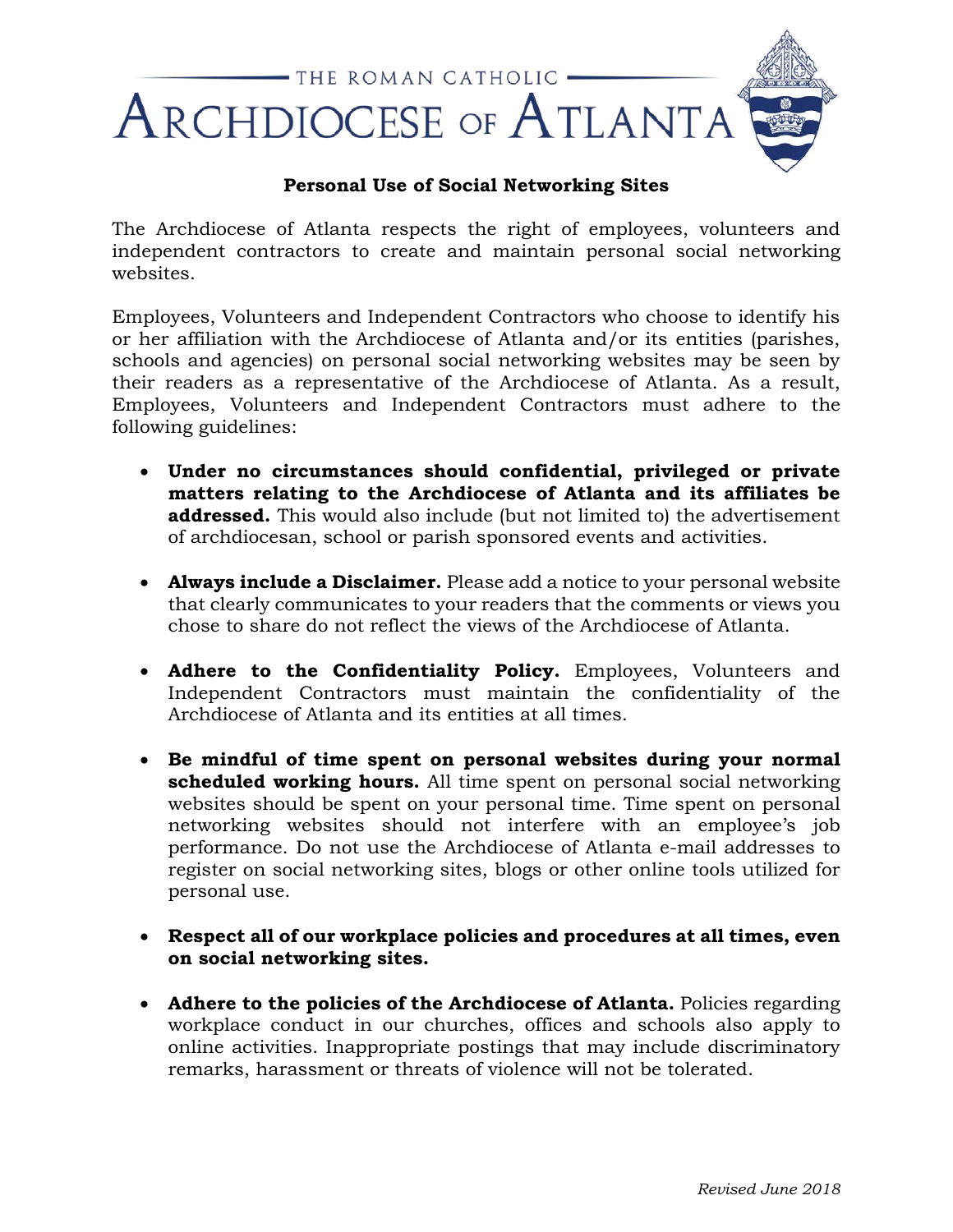THE ROMAN CATHOLIC

ARCHDIOCESE OF ATLANTA

**Personal Use of Social Networking Sites**

The Archdiocese of Atlanta respects the right of employees, volunteers and independent contractors to create and maintain personal social networking websites.

Employees, Volunteers and Independent Contractors who choose to identify his or her affiliation with the Archdiocese of Atlanta and/or its entities (parishes, schools and agencies) on personal social networking websites may be seen by their readers as a representative of the Archdiocese of Atlanta. As a result, Employees, Volunteers and Independent Contractors must adhere to the following guidelines:

- **Under no circumstances should confidential, privileged or private matters relating to the Archdiocese of Atlanta and its affiliates be addressed.** This would also include (but not limited to) the advertisement of archdiocesan, school or parish sponsored events and activities.

- **Always include a Disclaimer.** Please add a notice to your personal website that clearly communicates to your readers that the comments or views you chose to share do not reflect the views of the Archdiocese of Atlanta.

- **Adhere to the Confidentiality Policy.** Employees, Volunteers and Independent Contractors must maintain the confidentiality of the Archdiocese of Atlanta and its entities at all times.

- **Be mindful of time spent on personal websites during your normal scheduled working hours.** All time spent on personal social networking websites should be spent on your personal time. Time spent on personal networking websites should not interfere with an employee's job performance. Do not use the Archdiocese of Atlanta e-mail addresses to register on social networking sites, blogs or other online tools utilized for personal use.

- **Respect all of our workplace policies and procedures at all times, even on social networking sites.**

- **Adhere to the policies of the Archdiocese of Atlanta.** Policies regarding workplace conduct in our churches, offices and schools also apply to online activities. Inappropriate postings that may include discriminatory remarks, harassment or threats of violence will not be tolerated.

*Revised June 2018*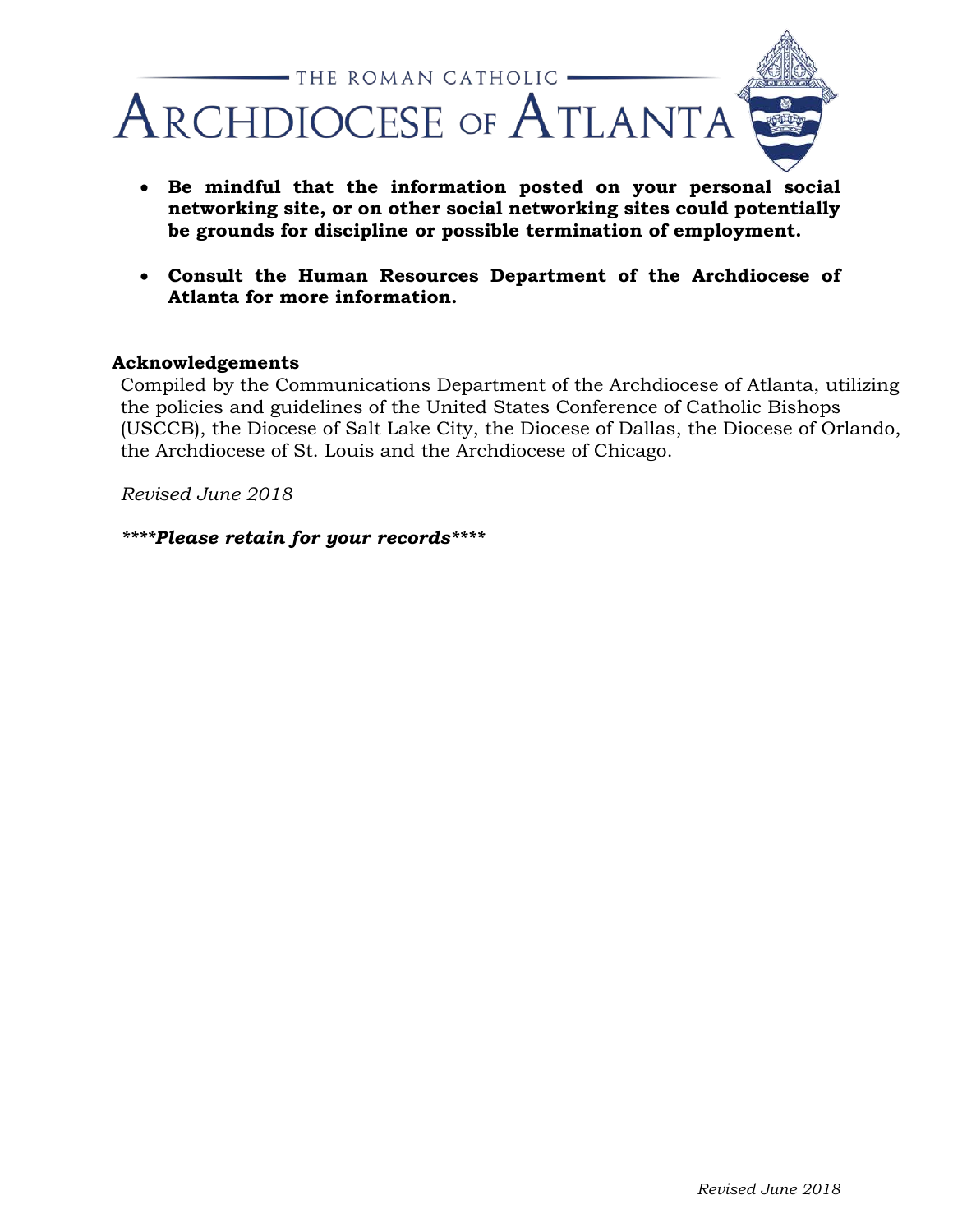- **Be mindful that the information posted on your personal social networking site, or on other social networking sites could potentially be grounds for discipline or possible termination of employment.**

- **Consult the Human Resources Department of the Archdiocese of Atlanta for more information.**

**Acknowledgements**

Compiled by the Communications Department of the Archdiocese of Atlanta, utilizing the policies and guidelines of the United States Conference of Catholic Bishops (USCCB), the Diocese of Salt Lake City, the Diocese of Dallas, the Diocese of Orlando, the Archdiocese of St. Louis and the Archdiocese of Chicago.

*Revised June 2018*

*\*\*\*\*Please retain for your records\*\*\*\**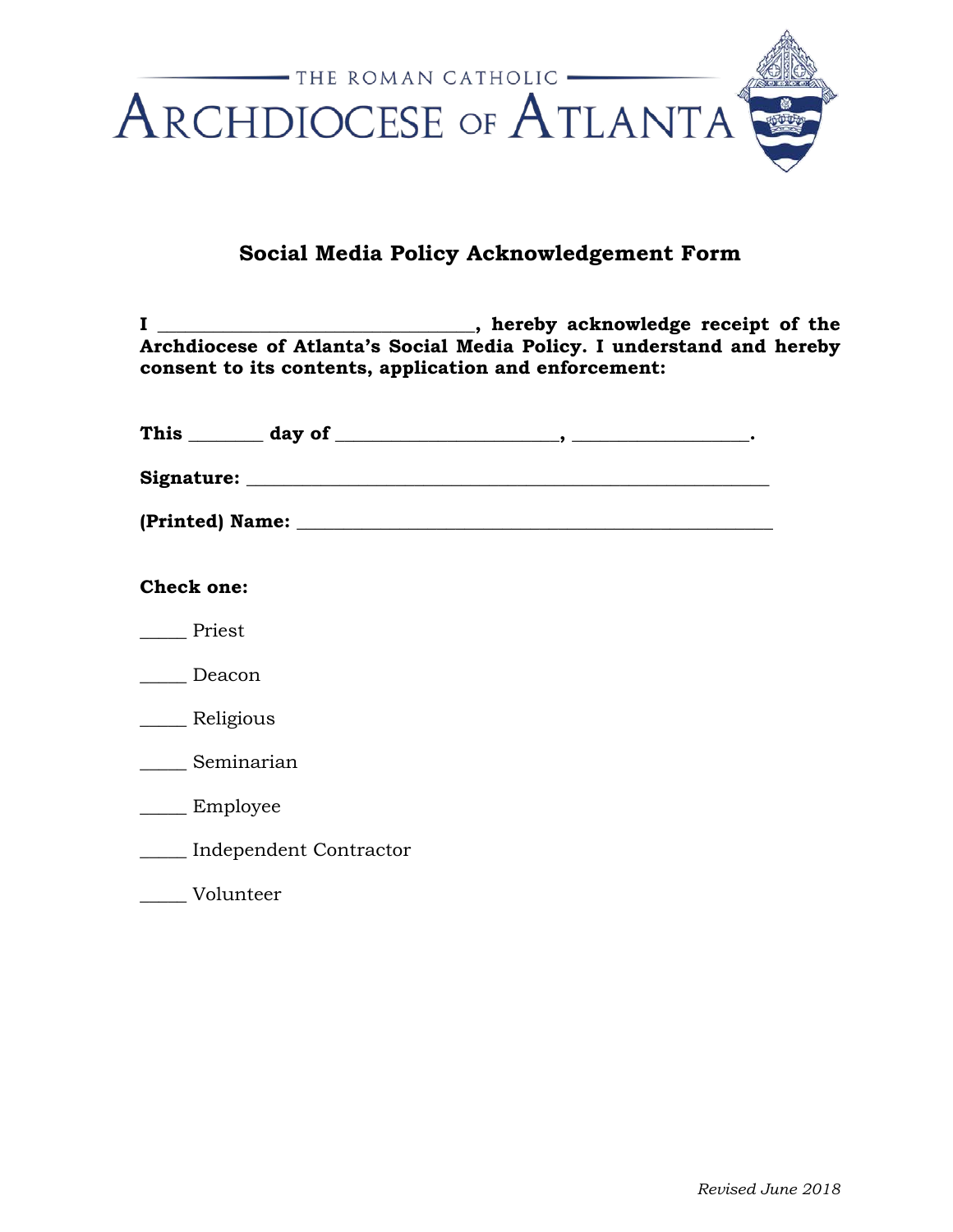THE ROMAN CATHOLIC

ARCHDIOCESE OF ATLANTA

## Social Media Policy Acknowledgement Form

**I \_\_\_\_\_\_\_\_\_\_\_\_\_\_\_\_\_\_\_\_\_\_\_\_\_\_\_\_\_\_\_\_\_\_, hereby acknowledge receipt of the Archdiocese of Atlanta's Social Media Policy. I understand and hereby consent to its contents, application and enforcement:**

**This \_\_\_\_\_\_\_\_ day of \_\_\_\_\_\_\_\_\_\_\_\_\_\_\_\_\_\_\_\_\_\_\_\_, \_\_\_\_\_\_\_\_\_\_\_\_\_\_\_\_\_\_\_.**

**Signature: \_\_\_\_\_\_\_\_\_\_\_\_\_\_\_\_\_\_\_\_\_\_\_\_\_\_\_\_\_\_\_\_\_\_\_\_\_\_\_\_\_\_\_\_\_\_\_\_\_\_\_\_\_\_\_\_\_\_**

**(Printed) Name: \_\_\_\_\_\_\_\_\_\_\_\_\_\_\_\_\_\_\_\_\_\_\_\_\_\_\_\_\_\_\_\_\_\_\_\_\_\_\_\_\_\_\_\_\_\_\_\_\_\_\_\_\_**

**Check one:**

\_\_\_\_\_ Priest

\_\_\_\_\_ Deacon

\_\_\_\_\_ Religious

\_\_\_\_\_ Seminarian

\_\_\_\_\_ Employee

\_\_\_\_\_ Independent Contractor

\_\_\_\_\_ Volunteer

*Revised June 2018*